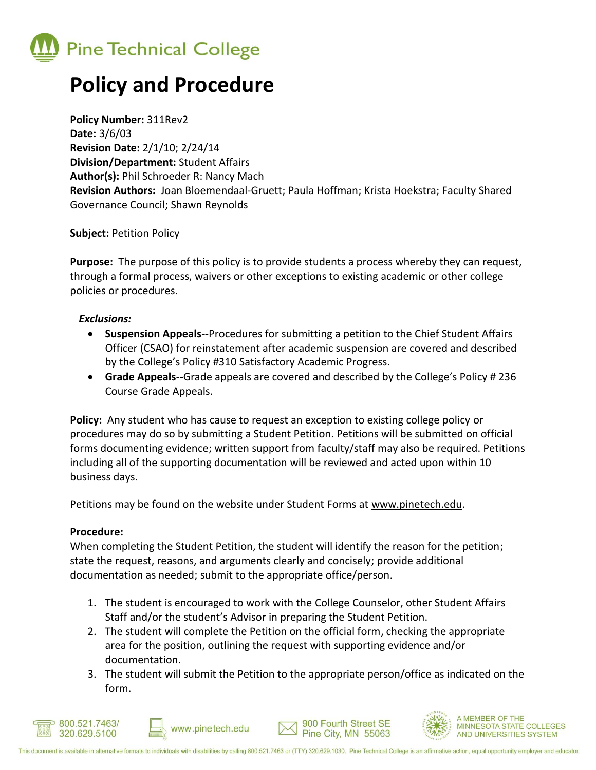Pine Technical College

# Policy and Procedure

**Policy Number:** 311Rev2
**Date:** 3/6/03
**Revision Date:** 2/1/10; 2/24/14
**Division/Department:** Student Affairs
**Author(s):** Phil Schroeder R: Nancy Mach
**Revision Authors:** Joan Bloemendaal-Gruett; Paula Hoffman; Krista Hoekstra; Faculty Shared Governance Council; Shawn Reynolds

**Subject:** Petition Policy

**Purpose:** The purpose of this policy is to provide students a process whereby they can request, through a formal process, waivers or other exceptions to existing academic or other college policies or procedures.

***Exclusions:***

- **Suspension Appeals--**Procedures for submitting a petition to the Chief Student Affairs Officer (CSAO) for reinstatement after academic suspension are covered and described by the College's Policy #310 Satisfactory Academic Progress.
- **Grade Appeals--**Grade appeals are covered and described by the College's Policy # 236 Course Grade Appeals.

**Policy:** Any student who has cause to request an exception to existing college policy or procedures may do so by submitting a Student Petition. Petitions will be submitted on official forms documenting evidence; written support from faculty/staff may also be required. Petitions including all of the supporting documentation will be reviewed and acted upon within 10 business days.

Petitions may be found on the website under Student Forms at www.pinetech.edu.

**Procedure:**
When completing the Student Petition, the student will identify the reason for the petition; state the request, reasons, and arguments clearly and concisely; provide additional documentation as needed; submit to the appropriate office/person.

1. The student is encouraged to work with the College Counselor, other Student Affairs Staff and/or the student's Advisor in preparing the Student Petition.
2. The student will complete the Petition on the official form, checking the appropriate area for the position, outlining the request with supporting evidence and/or documentation.
3. The student will submit the Petition to the appropriate person/office as indicated on the form.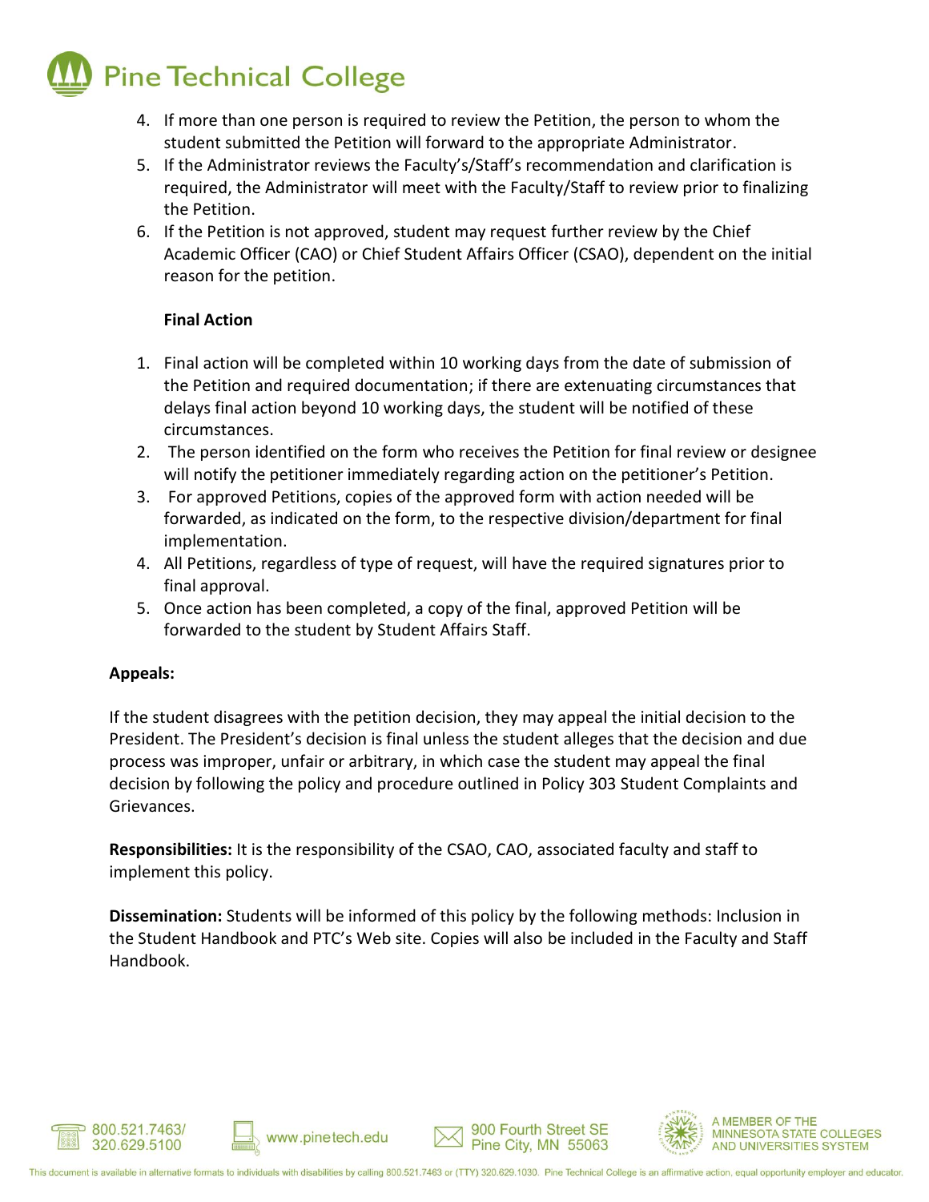4. If more than one person is required to review the Petition, the person to whom the student submitted the Petition will forward to the appropriate Administrator.
5. If the Administrator reviews the Faculty's/Staff's recommendation and clarification is required, the Administrator will meet with the Faculty/Staff to review prior to finalizing the Petition.
6. If the Petition is not approved, student may request further review by the Chief Academic Officer (CAO) or Chief Student Affairs Officer (CSAO), dependent on the initial reason for the petition.

**Final Action**

1. Final action will be completed within 10 working days from the date of submission of the Petition and required documentation; if there are extenuating circumstances that delays final action beyond 10 working days, the student will be notified of these circumstances.
2. The person identified on the form who receives the Petition for final review or designee will notify the petitioner immediately regarding action on the petitioner's Petition.
3. For approved Petitions, copies of the approved form with action needed will be forwarded, as indicated on the form, to the respective division/department for final implementation.
4. All Petitions, regardless of type of request, will have the required signatures prior to final approval.
5. Once action has been completed, a copy of the final, approved Petition will be forwarded to the student by Student Affairs Staff.

**Appeals:**

If the student disagrees with the petition decision, they may appeal the initial decision to the President. The President's decision is final unless the student alleges that the decision and due process was improper, unfair or arbitrary, in which case the student may appeal the final decision by following the policy and procedure outlined in Policy 303 Student Complaints and Grievances.

**Responsibilities:** It is the responsibility of the CSAO, CAO, associated faculty and staff to implement this policy.

**Dissemination:** Students will be informed of this policy by the following methods: Inclusion in the Student Handbook and PTC's Web site. Copies will also be included in the Faculty and Staff Handbook.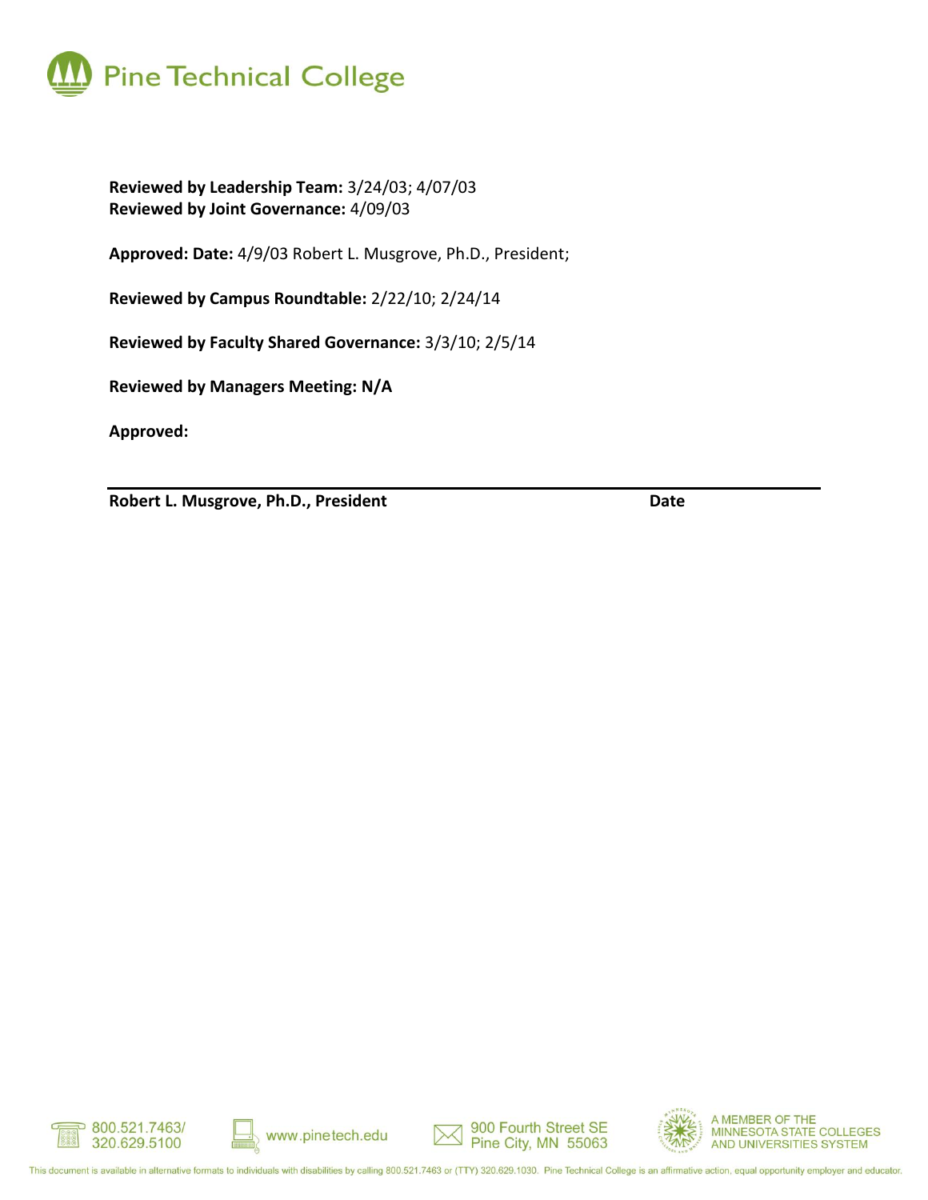**Reviewed by Leadership Team:** 3/24/03; 4/07/03
**Reviewed by Joint Governance:** 4/09/03

**Approved: Date:** 4/9/03 Robert L. Musgrove, Ph.D., President;

**Reviewed by Campus Roundtable:** 2/22/10; 2/24/14

**Reviewed by Faculty Shared Governance:** 3/3/10; 2/5/14

**Reviewed by Managers Meeting: N/A**

**Approved:**

---

**Robert L. Musgrove, Ph.D., President** **Date**